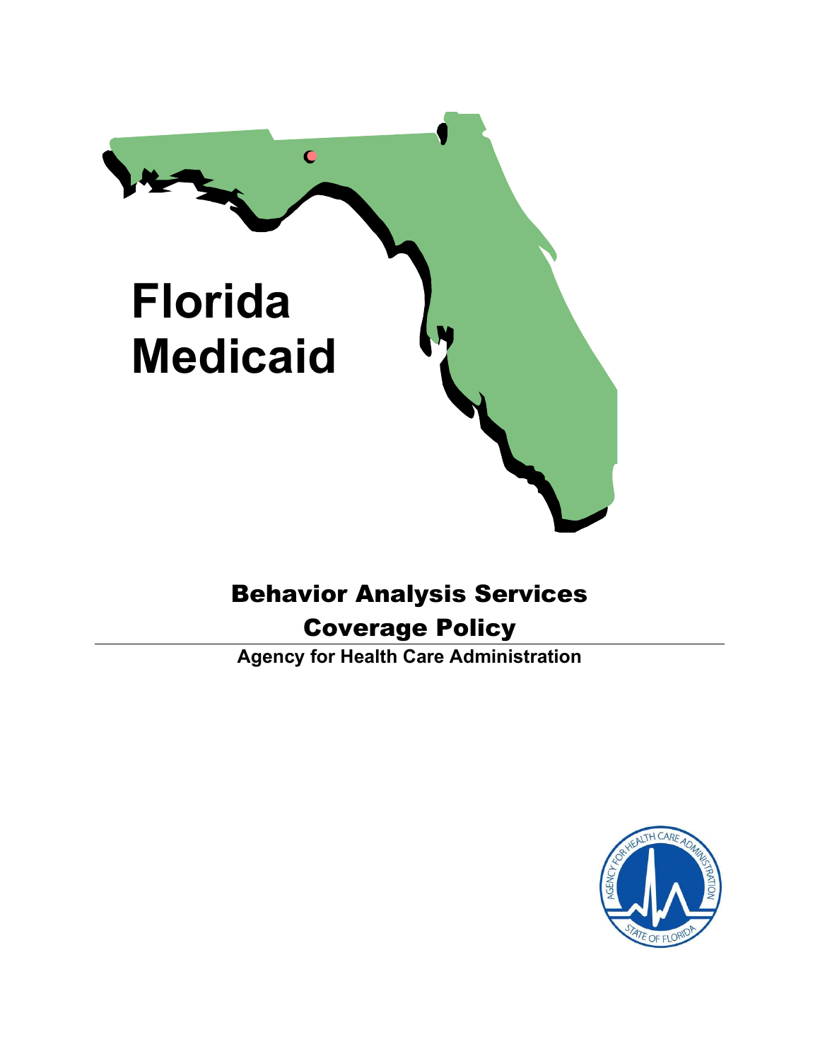# Florida Medicaid

## Behavior Analysis Services Coverage Policy

**Agency for Health Care Administration**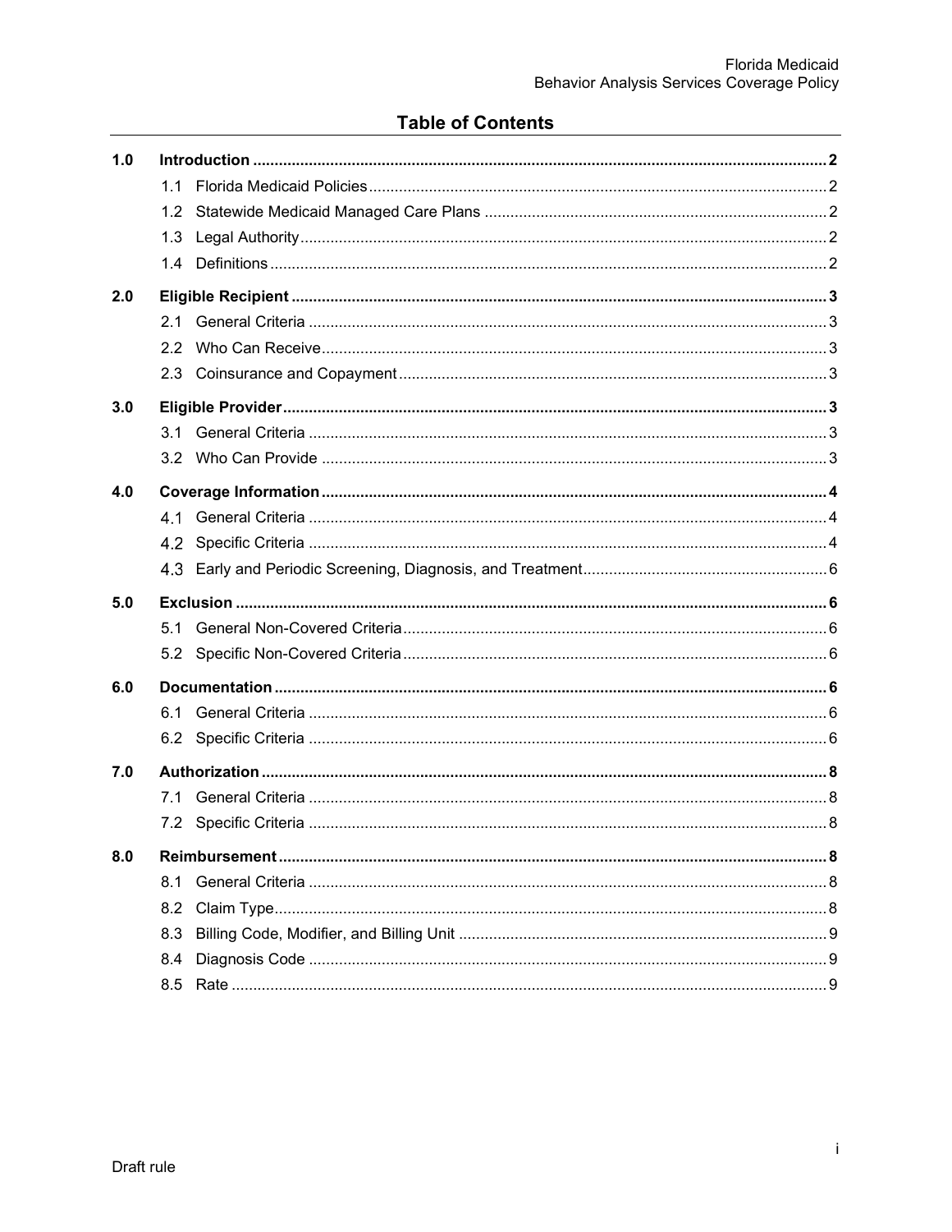## Table of Contents

| | | |
|---|---|---|
| **1.0** | **Introduction** | **2** |
| | 1.1 Florida Medicaid Policies | 2 |
| | 1.2 Statewide Medicaid Managed Care Plans | 2 |
| | 1.3 Legal Authority | 2 |
| | 1.4 Definitions | 2 |
| **2.0** | **Eligible Recipient** | **3** |
| | 2.1 General Criteria | 3 |
| | 2.2 Who Can Receive | 3 |
| | 2.3 Coinsurance and Copayment | 3 |
| **3.0** | **Eligible Provider** | **3** |
| | 3.1 General Criteria | 3 |
| | 3.2 Who Can Provide | 3 |
| **4.0** | **Coverage Information** | **4** |
| | 4.1 General Criteria | 4 |
| | 4.2 Specific Criteria | 4 |
| | 4.3 Early and Periodic Screening, Diagnosis, and Treatment | 6 |
| **5.0** | **Exclusion** | **6** |
| | 5.1 General Non-Covered Criteria | 6 |
| | 5.2 Specific Non-Covered Criteria | 6 |
| **6.0** | **Documentation** | **6** |
| | 6.1 General Criteria | 6 |
| | 6.2 Specific Criteria | 6 |
| **7.0** | **Authorization** | **8** |
| | 7.1 General Criteria | 8 |
| | 7.2 Specific Criteria | 8 |
| **8.0** | **Reimbursement** | **8** |
| | 8.1 General Criteria | 8 |
| | 8.2 Claim Type | 8 |
| | 8.3 Billing Code, Modifier, and Billing Unit | 9 |
| | 8.4 Diagnosis Code | 9 |
| | 8.5 Rate | 9 |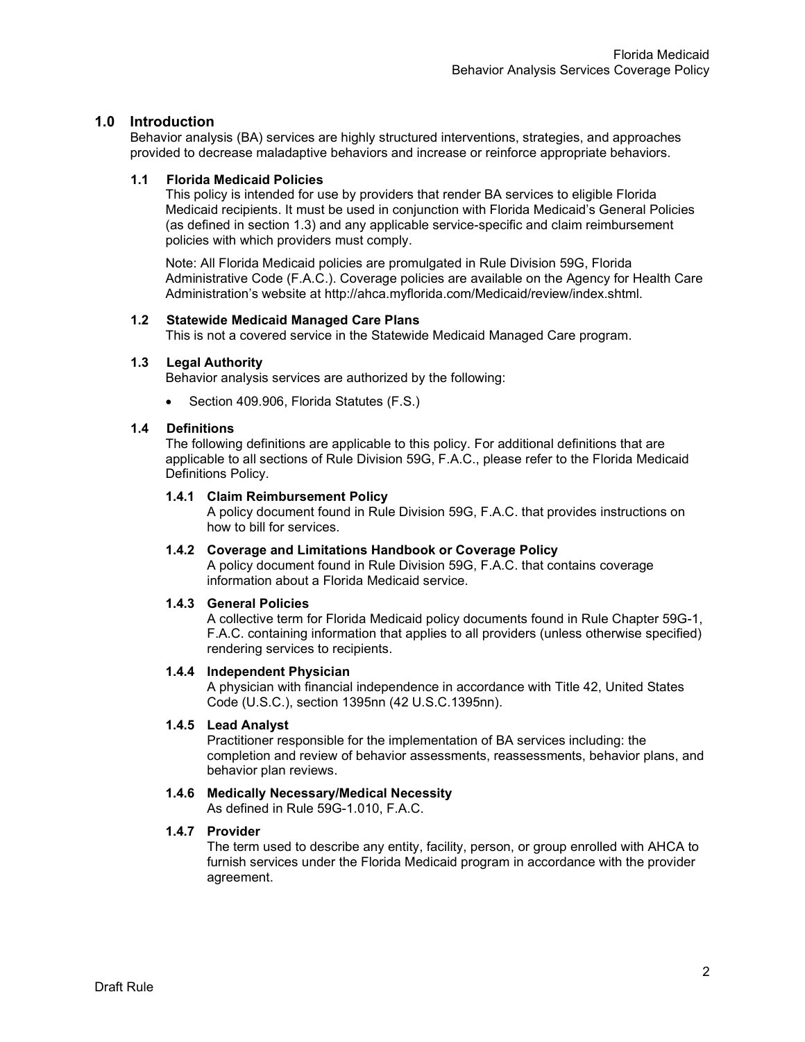## 1.0 Introduction

Behavior analysis (BA) services are highly structured interventions, strategies, and approaches provided to decrease maladaptive behaviors and increase or reinforce appropriate behaviors.

### 1.1 Florida Medicaid Policies

This policy is intended for use by providers that render BA services to eligible Florida Medicaid recipients. It must be used in conjunction with Florida Medicaid's General Policies (as defined in section 1.3) and any applicable service-specific and claim reimbursement policies with which providers must comply.

Note: All Florida Medicaid policies are promulgated in Rule Division 59G, Florida Administrative Code (F.A.C.). Coverage policies are available on the Agency for Health Care Administration's website at http://ahca.myflorida.com/Medicaid/review/index.shtml.

### 1.2 Statewide Medicaid Managed Care Plans

This is not a covered service in the Statewide Medicaid Managed Care program.

### 1.3 Legal Authority

Behavior analysis services are authorized by the following:

- Section 409.906, Florida Statutes (F.S.)

### 1.4 Definitions

The following definitions are applicable to this policy. For additional definitions that are applicable to all sections of Rule Division 59G, F.A.C., please refer to the Florida Medicaid Definitions Policy.

#### 1.4.1 Claim Reimbursement Policy

A policy document found in Rule Division 59G, F.A.C. that provides instructions on how to bill for services.

#### 1.4.2 Coverage and Limitations Handbook or Coverage Policy

A policy document found in Rule Division 59G, F.A.C. that contains coverage information about a Florida Medicaid service.

#### 1.4.3 General Policies

A collective term for Florida Medicaid policy documents found in Rule Chapter 59G-1, F.A.C. containing information that applies to all providers (unless otherwise specified) rendering services to recipients.

#### 1.4.4 Independent Physician

A physician with financial independence in accordance with Title 42, United States Code (U.S.C.), section 1395nn (42 U.S.C.1395nn).

#### 1.4.5 Lead Analyst

Practitioner responsible for the implementation of BA services including: the completion and review of behavior assessments, reassessments, behavior plans, and behavior plan reviews.

#### 1.4.6 Medically Necessary/Medical Necessity

As defined in Rule 59G-1.010, F.A.C.

#### 1.4.7 Provider

The term used to describe any entity, facility, person, or group enrolled with AHCA to furnish services under the Florida Medicaid program in accordance with the provider agreement.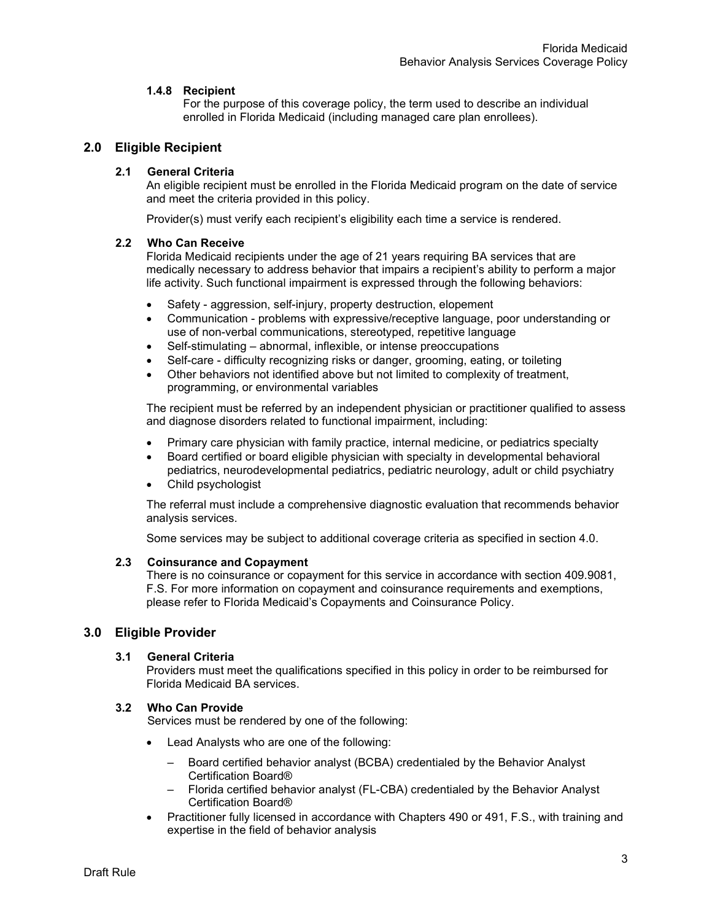#### 1.4.8 Recipient

For the purpose of this coverage policy, the term used to describe an individual enrolled in Florida Medicaid (including managed care plan enrollees).

## 2.0 Eligible Recipient

### 2.1 General Criteria

An eligible recipient must be enrolled in the Florida Medicaid program on the date of service and meet the criteria provided in this policy.

Provider(s) must verify each recipient's eligibility each time a service is rendered.

### 2.2 Who Can Receive

Florida Medicaid recipients under the age of 21 years requiring BA services that are medically necessary to address behavior that impairs a recipient's ability to perform a major life activity. Such functional impairment is expressed through the following behaviors:

- Safety - aggression, self-injury, property destruction, elopement
- Communication - problems with expressive/receptive language, poor understanding or use of non-verbal communications, stereotyped, repetitive language
- Self-stimulating – abnormal, inflexible, or intense preoccupations
- Self-care - difficulty recognizing risks or danger, grooming, eating, or toileting
- Other behaviors not identified above but not limited to complexity of treatment, programming, or environmental variables

The recipient must be referred by an independent physician or practitioner qualified to assess and diagnose disorders related to functional impairment, including:

- Primary care physician with family practice, internal medicine, or pediatrics specialty
- Board certified or board eligible physician with specialty in developmental behavioral pediatrics, neurodevelopmental pediatrics, pediatric neurology, adult or child psychiatry
- Child psychologist

The referral must include a comprehensive diagnostic evaluation that recommends behavior analysis services.

Some services may be subject to additional coverage criteria as specified in section 4.0.

### 2.3 Coinsurance and Copayment

There is no coinsurance or copayment for this service in accordance with section 409.9081, F.S. For more information on copayment and coinsurance requirements and exemptions, please refer to Florida Medicaid's Copayments and Coinsurance Policy.

## 3.0 Eligible Provider

### 3.1 General Criteria

Providers must meet the qualifications specified in this policy in order to be reimbursed for Florida Medicaid BA services.

### 3.2 Who Can Provide

Services must be rendered by one of the following:

- Lead Analysts who are one of the following:
  - Board certified behavior analyst (BCBA) credentialed by the Behavior Analyst Certification Board®
  - Florida certified behavior analyst (FL-CBA) credentialed by the Behavior Analyst Certification Board®
- Practitioner fully licensed in accordance with Chapters 490 or 491, F.S., with training and expertise in the field of behavior analysis

Draft Rule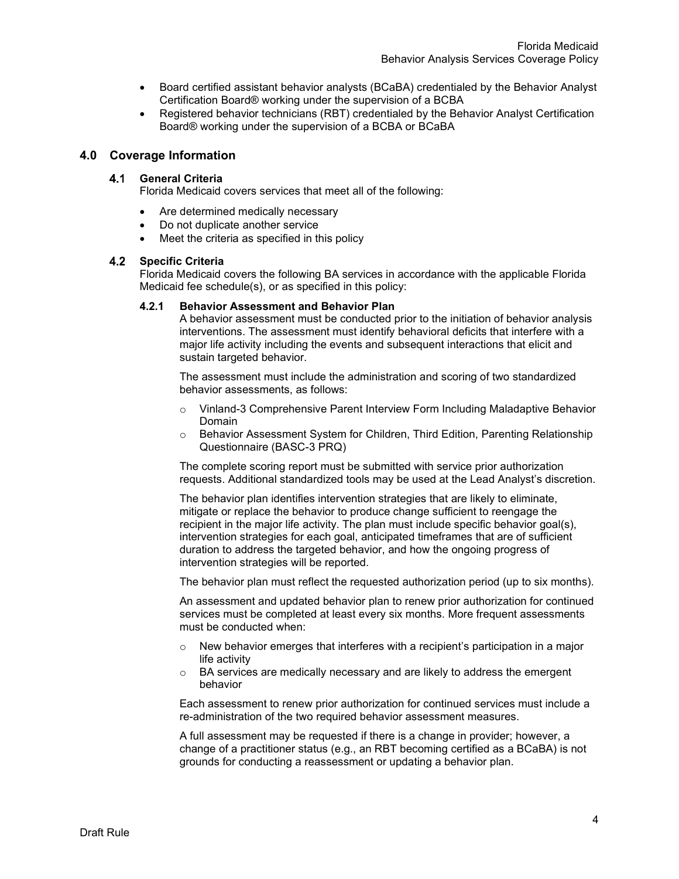- Board certified assistant behavior analysts (BCaBA) credentialed by the Behavior Analyst Certification Board® working under the supervision of a BCBA
- Registered behavior technicians (RBT) credentialed by the Behavior Analyst Certification Board® working under the supervision of a BCBA or BCaBA

## 4.0 Coverage Information

### 4.1 General Criteria

Florida Medicaid covers services that meet all of the following:

- Are determined medically necessary
- Do not duplicate another service
- Meet the criteria as specified in this policy

### 4.2 Specific Criteria

Florida Medicaid covers the following BA services in accordance with the applicable Florida Medicaid fee schedule(s), or as specified in this policy:

#### 4.2.1 Behavior Assessment and Behavior Plan

A behavior assessment must be conducted prior to the initiation of behavior analysis interventions. The assessment must identify behavioral deficits that interfere with a major life activity including the events and subsequent interactions that elicit and sustain targeted behavior.

The assessment must include the administration and scoring of two standardized behavior assessments, as follows:

- Vinland-3 Comprehensive Parent Interview Form Including Maladaptive Behavior Domain
- Behavior Assessment System for Children, Third Edition, Parenting Relationship Questionnaire (BASC-3 PRQ)

The complete scoring report must be submitted with service prior authorization requests. Additional standardized tools may be used at the Lead Analyst's discretion.

The behavior plan identifies intervention strategies that are likely to eliminate, mitigate or replace the behavior to produce change sufficient to reengage the recipient in the major life activity. The plan must include specific behavior goal(s), intervention strategies for each goal, anticipated timeframes that are of sufficient duration to address the targeted behavior, and how the ongoing progress of intervention strategies will be reported.

The behavior plan must reflect the requested authorization period (up to six months).

An assessment and updated behavior plan to renew prior authorization for continued services must be completed at least every six months. More frequent assessments must be conducted when:

- New behavior emerges that interferes with a recipient's participation in a major life activity
- BA services are medically necessary and are likely to address the emergent behavior

Each assessment to renew prior authorization for continued services must include a re-administration of the two required behavior assessment measures.

A full assessment may be requested if there is a change in provider; however, a change of a practitioner status (e.g., an RBT becoming certified as a BCaBA) is not grounds for conducting a reassessment or updating a behavior plan.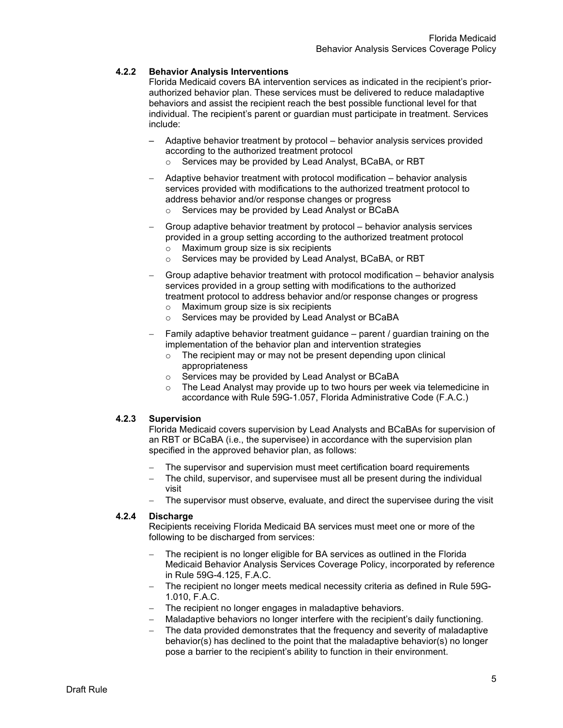### 4.2.2 Behavior Analysis Interventions

Florida Medicaid covers BA intervention services as indicated in the recipient's prior-authorized behavior plan. These services must be delivered to reduce maladaptive behaviors and assist the recipient reach the best possible functional level for that individual. The recipient's parent or guardian must participate in treatment. Services include:

- Adaptive behavior treatment by protocol – behavior analysis services provided according to the authorized treatment protocol
  - Services may be provided by Lead Analyst, BCaBA, or RBT
- Adaptive behavior treatment with protocol modification – behavior analysis services provided with modifications to the authorized treatment protocol to address behavior and/or response changes or progress
  - Services may be provided by Lead Analyst or BCaBA
- Group adaptive behavior treatment by protocol – behavior analysis services provided in a group setting according to the authorized treatment protocol
  - Maximum group size is six recipients
  - Services may be provided by Lead Analyst, BCaBA, or RBT
- Group adaptive behavior treatment with protocol modification – behavior analysis services provided in a group setting with modifications to the authorized treatment protocol to address behavior and/or response changes or progress
  - Maximum group size is six recipients
  - Services may be provided by Lead Analyst or BCaBA
- Family adaptive behavior treatment guidance – parent / guardian training on the implementation of the behavior plan and intervention strategies
  - The recipient may or may not be present depending upon clinical appropriateness
  - Services may be provided by Lead Analyst or BCaBA
  - The Lead Analyst may provide up to two hours per week via telemedicine in accordance with Rule 59G-1.057, Florida Administrative Code (F.A.C.)

### 4.2.3 Supervision

Florida Medicaid covers supervision by Lead Analysts and BCaBAs for supervision of an RBT or BCaBA (i.e., the supervisee) in accordance with the supervision plan specified in the approved behavior plan, as follows:

- The supervisor and supervision must meet certification board requirements
- The child, supervisor, and supervisee must all be present during the individual visit
- The supervisor must observe, evaluate, and direct the supervisee during the visit

### 4.2.4 Discharge

Recipients receiving Florida Medicaid BA services must meet one or more of the following to be discharged from services:

- The recipient is no longer eligible for BA services as outlined in the Florida Medicaid Behavior Analysis Services Coverage Policy, incorporated by reference in Rule 59G-4.125, F.A.C.
- The recipient no longer meets medical necessity criteria as defined in Rule 59G-1.010, F.A.C.
- The recipient no longer engages in maladaptive behaviors.
- Maladaptive behaviors no longer interfere with the recipient's daily functioning.
- The data provided demonstrates that the frequency and severity of maladaptive behavior(s) has declined to the point that the maladaptive behavior(s) no longer pose a barrier to the recipient's ability to function in their environment.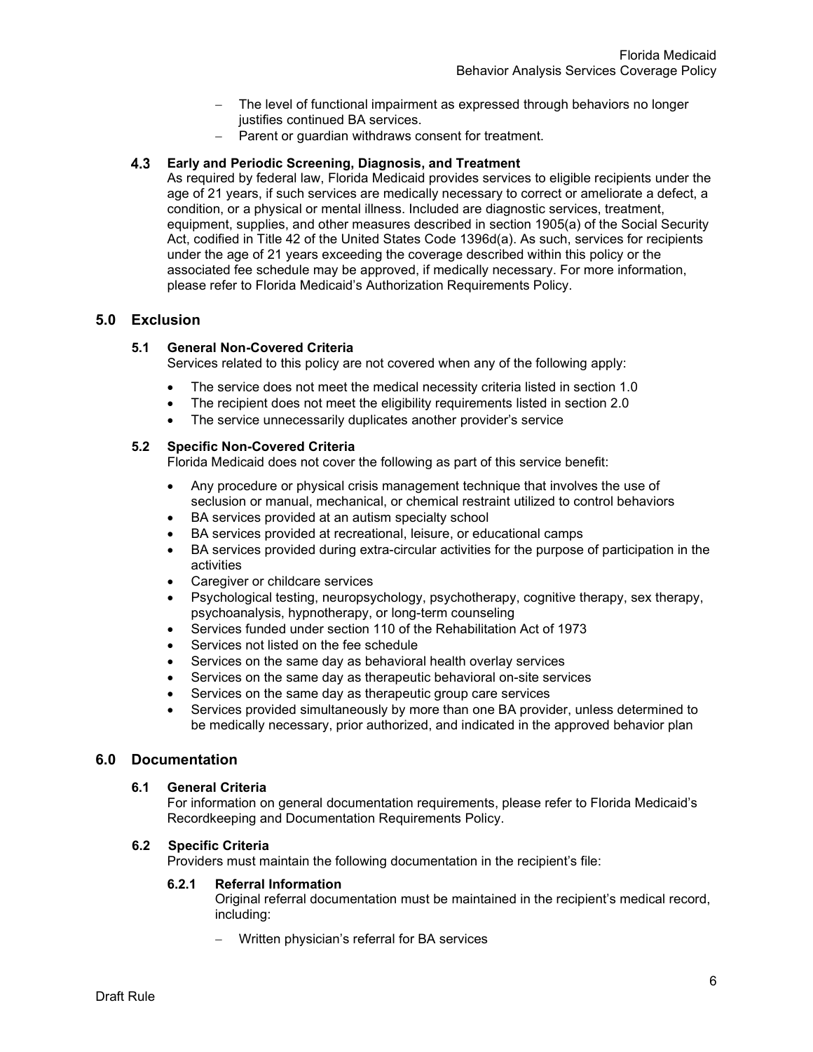- The level of functional impairment as expressed through behaviors no longer justifies continued BA services.
- Parent or guardian withdraws consent for treatment.

### 4.3 Early and Periodic Screening, Diagnosis, and Treatment

As required by federal law, Florida Medicaid provides services to eligible recipients under the age of 21 years, if such services are medically necessary to correct or ameliorate a defect, a condition, or a physical or mental illness. Included are diagnostic services, treatment, equipment, supplies, and other measures described in section 1905(a) of the Social Security Act, codified in Title 42 of the United States Code 1396d(a). As such, services for recipients under the age of 21 years exceeding the coverage described within this policy or the associated fee schedule may be approved, if medically necessary. For more information, please refer to Florida Medicaid's Authorization Requirements Policy.

## 5.0 Exclusion

### 5.1 General Non-Covered Criteria

Services related to this policy are not covered when any of the following apply:

- The service does not meet the medical necessity criteria listed in section 1.0
- The recipient does not meet the eligibility requirements listed in section 2.0
- The service unnecessarily duplicates another provider's service

### 5.2 Specific Non-Covered Criteria

Florida Medicaid does not cover the following as part of this service benefit:

- Any procedure or physical crisis management technique that involves the use of seclusion or manual, mechanical, or chemical restraint utilized to control behaviors
- BA services provided at an autism specialty school
- BA services provided at recreational, leisure, or educational camps
- BA services provided during extra-circular activities for the purpose of participation in the activities
- Caregiver or childcare services
- Psychological testing, neuropsychology, psychotherapy, cognitive therapy, sex therapy, psychoanalysis, hypnotherapy, or long-term counseling
- Services funded under section 110 of the Rehabilitation Act of 1973
- Services not listed on the fee schedule
- Services on the same day as behavioral health overlay services
- Services on the same day as therapeutic behavioral on-site services
- Services on the same day as therapeutic group care services
- Services provided simultaneously by more than one BA provider, unless determined to be medically necessary, prior authorized, and indicated in the approved behavior plan

## 6.0 Documentation

### 6.1 General Criteria

For information on general documentation requirements, please refer to Florida Medicaid's Recordkeeping and Documentation Requirements Policy.

### 6.2 Specific Criteria

Providers must maintain the following documentation in the recipient's file:

#### 6.2.1 Referral Information

Original referral documentation must be maintained in the recipient's medical record, including:

- Written physician's referral for BA services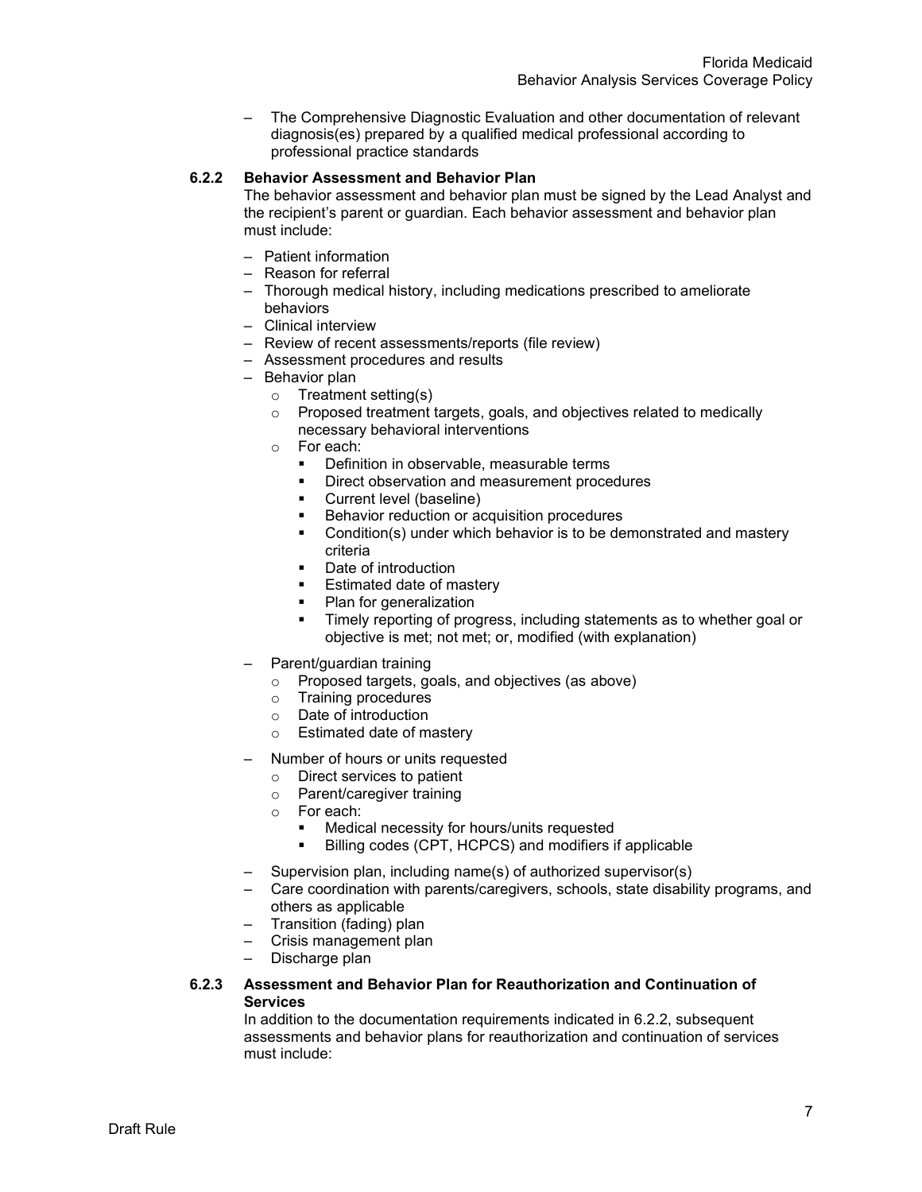- The Comprehensive Diagnostic Evaluation and other documentation of relevant diagnosis(es) prepared by a qualified medical professional according to professional practice standards

#### 6.2.2 Behavior Assessment and Behavior Plan

The behavior assessment and behavior plan must be signed by the Lead Analyst and the recipient's parent or guardian. Each behavior assessment and behavior plan must include:

- Patient information
- Reason for referral
- Thorough medical history, including medications prescribed to ameliorate behaviors
- Clinical interview
- Review of recent assessments/reports (file review)
- Assessment procedures and results
- Behavior plan
  - Treatment setting(s)
  - Proposed treatment targets, goals, and objectives related to medically necessary behavioral interventions
  - For each:
    - Definition in observable, measurable terms
    - Direct observation and measurement procedures
    - Current level (baseline)
    - Behavior reduction or acquisition procedures
    - Condition(s) under which behavior is to be demonstrated and mastery criteria
    - Date of introduction
    - Estimated date of mastery
    - Plan for generalization
    - Timely reporting of progress, including statements as to whether goal or objective is met; not met; or, modified (with explanation)
- Parent/guardian training
  - Proposed targets, goals, and objectives (as above)
  - Training procedures
  - Date of introduction
  - Estimated date of mastery
- Number of hours or units requested
  - Direct services to patient
  - Parent/caregiver training
  - For each:
    - Medical necessity for hours/units requested
    - Billing codes (CPT, HCPCS) and modifiers if applicable
- Supervision plan, including name(s) of authorized supervisor(s)
- Care coordination with parents/caregivers, schools, state disability programs, and others as applicable
- Transition (fading) plan
- Crisis management plan
- Discharge plan

#### 6.2.3 Assessment and Behavior Plan for Reauthorization and Continuation of Services

In addition to the documentation requirements indicated in 6.2.2, subsequent assessments and behavior plans for reauthorization and continuation of services must include: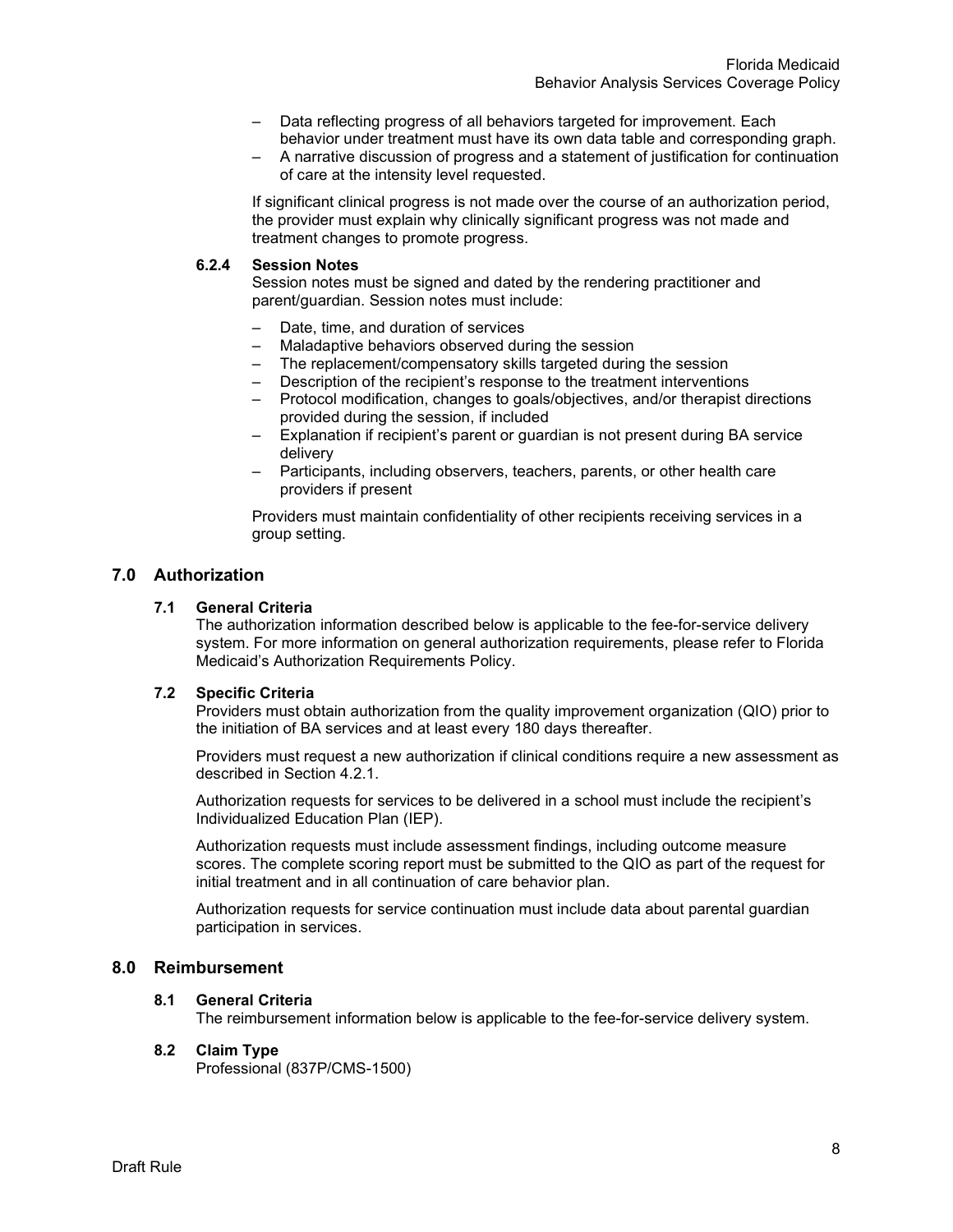- Data reflecting progress of all behaviors targeted for improvement. Each behavior under treatment must have its own data table and corresponding graph.
- A narrative discussion of progress and a statement of justification for continuation of care at the intensity level requested.

If significant clinical progress is not made over the course of an authorization period, the provider must explain why clinically significant progress was not made and treatment changes to promote progress.

#### 6.2.4 Session Notes

Session notes must be signed and dated by the rendering practitioner and parent/guardian. Session notes must include:

- Date, time, and duration of services
- Maladaptive behaviors observed during the session
- The replacement/compensatory skills targeted during the session
- Description of the recipient's response to the treatment interventions
- Protocol modification, changes to goals/objectives, and/or therapist directions provided during the session, if included
- Explanation if recipient's parent or guardian is not present during BA service delivery
- Participants, including observers, teachers, parents, or other health care providers if present

Providers must maintain confidentiality of other recipients receiving services in a group setting.

## 7.0 Authorization

### 7.1 General Criteria

The authorization information described below is applicable to the fee-for-service delivery system. For more information on general authorization requirements, please refer to Florida Medicaid's Authorization Requirements Policy.

### 7.2 Specific Criteria

Providers must obtain authorization from the quality improvement organization (QIO) prior to the initiation of BA services and at least every 180 days thereafter.

Providers must request a new authorization if clinical conditions require a new assessment as described in Section 4.2.1.

Authorization requests for services to be delivered in a school must include the recipient's Individualized Education Plan (IEP).

Authorization requests must include assessment findings, including outcome measure scores. The complete scoring report must be submitted to the QIO as part of the request for initial treatment and in all continuation of care behavior plan.

Authorization requests for service continuation must include data about parental guardian participation in services.

## 8.0 Reimbursement

### 8.1 General Criteria

The reimbursement information below is applicable to the fee-for-service delivery system.

### 8.2 Claim Type

Professional (837P/CMS-1500)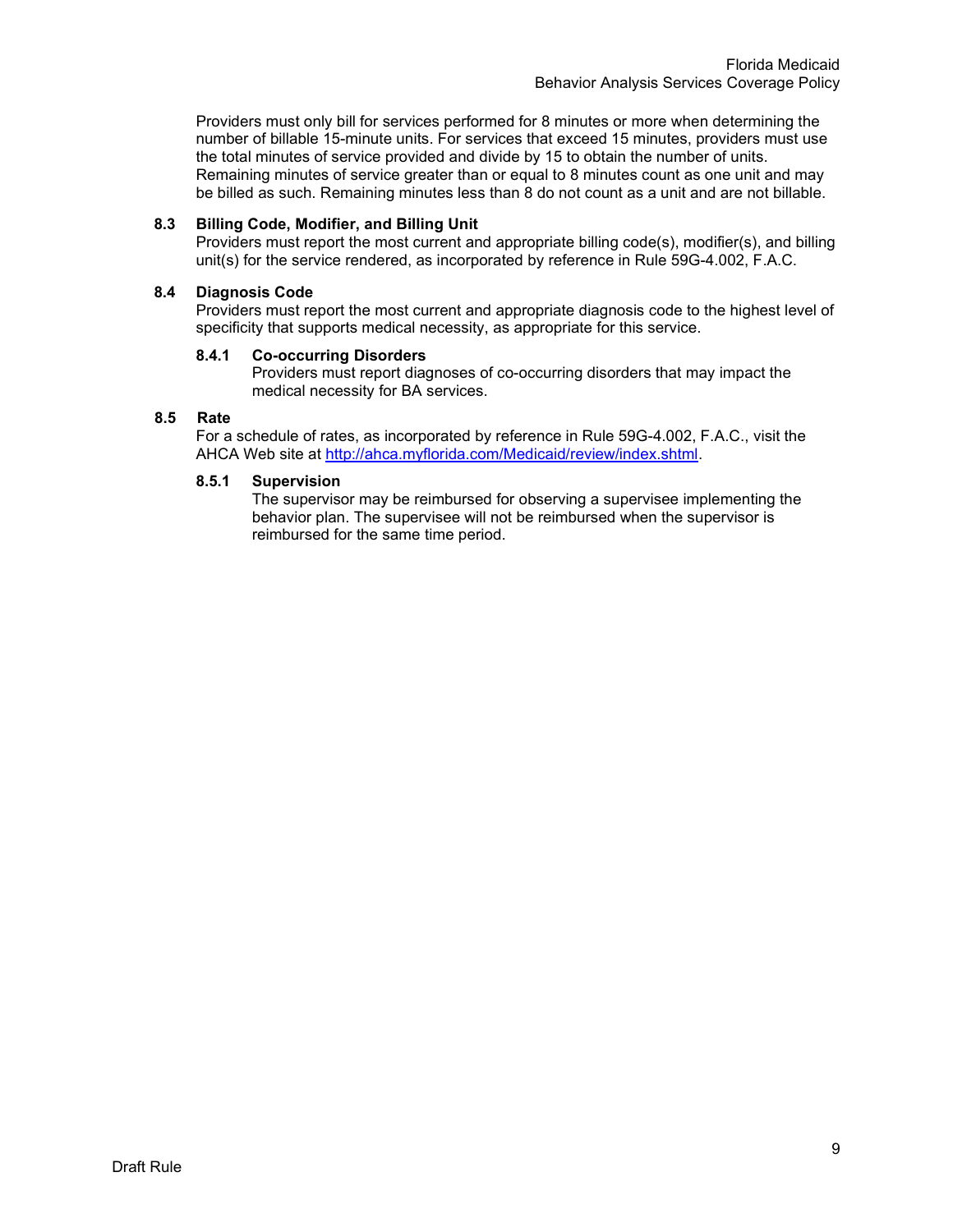Providers must only bill for services performed for 8 minutes or more when determining the number of billable 15-minute units. For services that exceed 15 minutes, providers must use the total minutes of service provided and divide by 15 to obtain the number of units. Remaining minutes of service greater than or equal to 8 minutes count as one unit and may be billed as such. Remaining minutes less than 8 do not count as a unit and are not billable.

### 8.3 Billing Code, Modifier, and Billing Unit

Providers must report the most current and appropriate billing code(s), modifier(s), and billing unit(s) for the service rendered, as incorporated by reference in Rule 59G-4.002, F.A.C.

### 8.4 Diagnosis Code

Providers must report the most current and appropriate diagnosis code to the highest level of specificity that supports medical necessity, as appropriate for this service.

#### 8.4.1 Co-occurring Disorders

Providers must report diagnoses of co-occurring disorders that may impact the medical necessity for BA services.

### 8.5 Rate

For a schedule of rates, as incorporated by reference in Rule 59G-4.002, F.A.C., visit the AHCA Web site at http://ahca.myflorida.com/Medicaid/review/index.shtml.

#### 8.5.1 Supervision

The supervisor may be reimbursed for observing a supervisee implementing the behavior plan. The supervisee will not be reimbursed when the supervisor is reimbursed for the same time period.